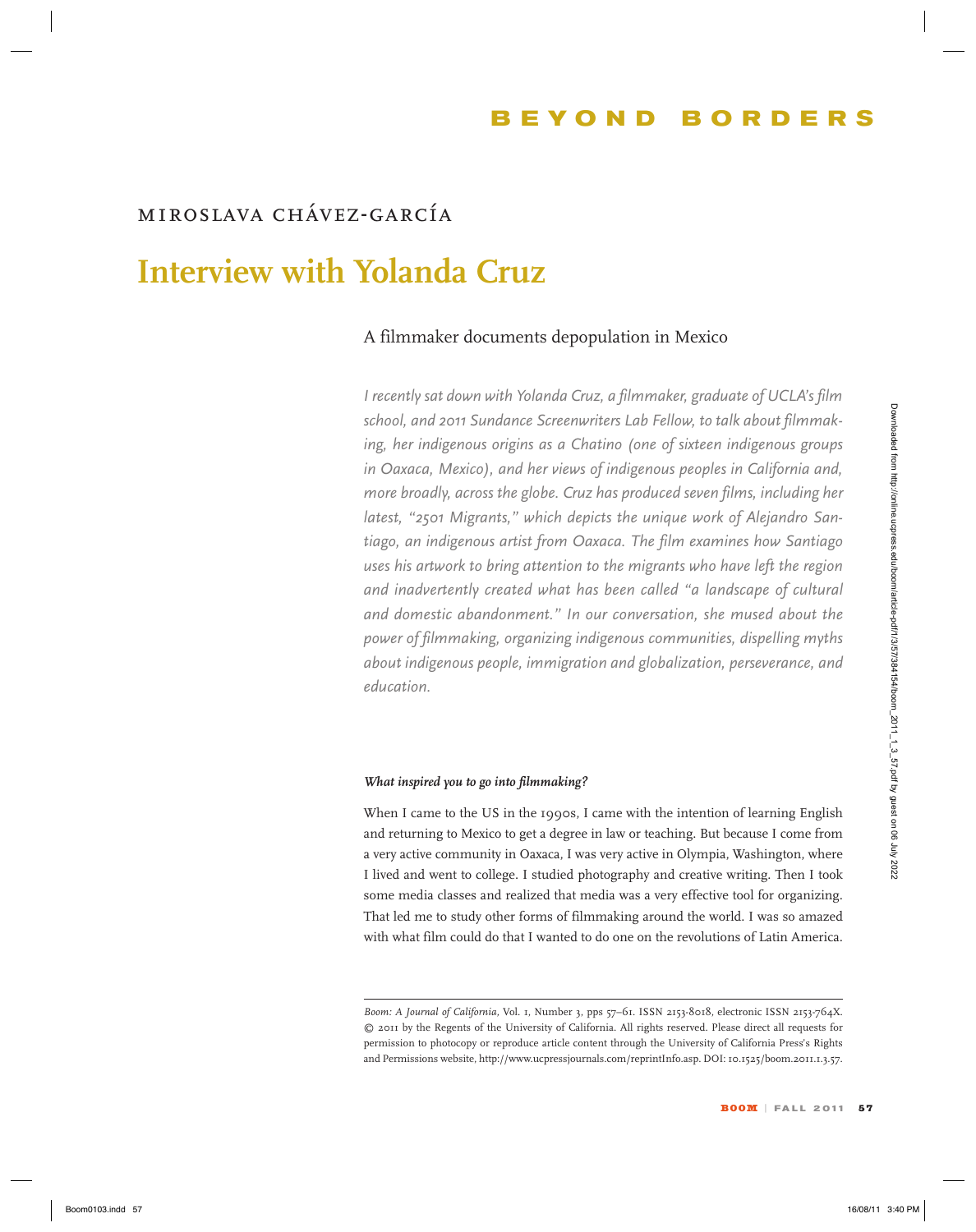# BEYOND BORDERS

MIROSLAVA CHÁVEZ-GARCÍA

# Interview with Yolanda Cruz

## A filmmaker documents depopulation in Mexico

*I recently sat down with Yolanda Cruz, a filmmaker, graduate of UCLA's film school, and 2011 Sundance Screenwriters Lab Fellow, to talk about filmmaking, her indigenous origins as a Chatino (one of sixteen indigenous groups in Oaxaca, Mexico), and her views of indigenous peoples in California and, more broadly, across the globe. Cruz has produced seven films, including her latest, "2501 Migrants," which depicts the unique work of Alejandro Santiago, an indigenous artist from Oaxaca. The film examines how Santiago uses his artwork to bring attention to the migrants who have left the region and inadvertently created what has been called "a landscape of cultural and domestic abandonment." In our conversation, she mused about the power of filmmaking, organizing indigenous communities, dispelling myths about indigenous people, immigration and globalization, perseverance, and education.*

***What inspired you to go into filmmaking?***

When I came to the US in the 1990s, I came with the intention of learning English and returning to Mexico to get a degree in law or teaching. But because I come from a very active community in Oaxaca, I was very active in Olympia, Washington, where I lived and went to college. I studied photography and creative writing. Then I took some media classes and realized that media was a very effective tool for organizing. That led me to study other forms of filmmaking around the world. I was so amazed with what film could do that I wanted to do one on the revolutions of Latin America.

---

*Boom: A Journal of California*, Vol. 1, Number 3, pps 57–61. ISSN 2153-8018, electronic ISSN 2153-764X. © 2011 by the Regents of the University of California. All rights reserved. Please direct all requests for permission to photocopy or reproduce article content through the University of California Press's Rights and Permissions website, http://www.ucpressjournals.com/reprintInfo.asp. DOI: 10.1525/boom.2011.1.3.57.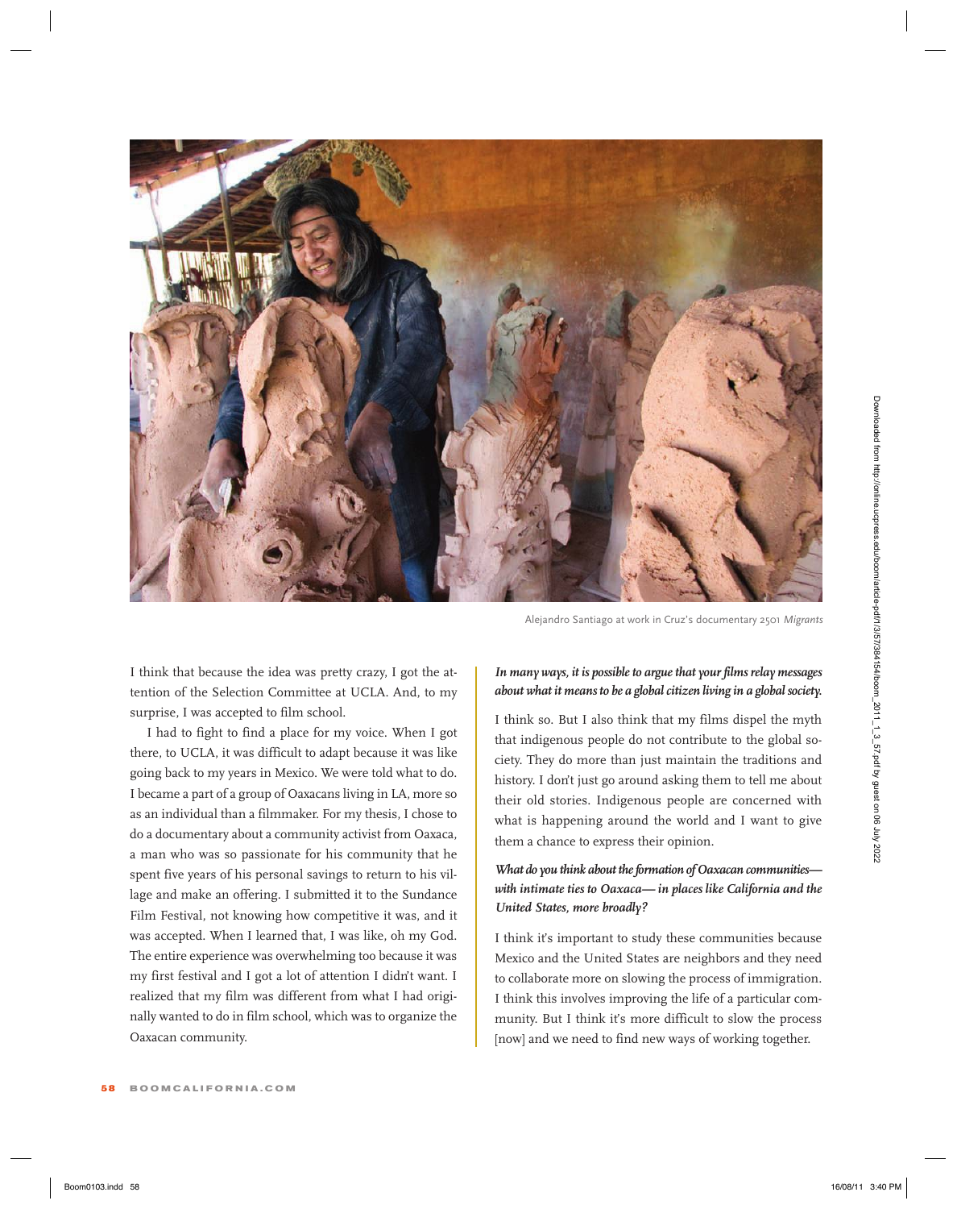Alejandro Santiago at work in Cruz's documentary 2501 *Migrants*

I think that because the idea was pretty crazy, I got the attention of the Selection Committee at UCLA. And, to my surprise, I was accepted to film school.

I had to fight to find a place for my voice. When I got there, to UCLA, it was difficult to adapt because it was like going back to my years in Mexico. We were told what to do. I became a part of a group of Oaxacans living in LA, more so as an individual than a filmmaker. For my thesis, I chose to do a documentary about a community activist from Oaxaca, a man who was so passionate for his community that he spent five years of his personal savings to return to his village and make an offering. I submitted it to the Sundance Film Festival, not knowing how competitive it was, and it was accepted. When I learned that, I was like, oh my God. The entire experience was overwhelming too because it was my first festival and I got a lot of attention I didn't want. I realized that my film was different from what I had originally wanted to do in film school, which was to organize the Oaxacan community.

***In many ways, it is possible to argue that your films relay messages about what it means to be a global citizen living in a global society.***

I think so. But I also think that my films dispel the myth that indigenous people do not contribute to the global society. They do more than just maintain the traditions and history. I don't just go around asking them to tell me about their old stories. Indigenous people are concerned with what is happening around the world and I want to give them a chance to express their opinion.

***What do you think about the formation of Oaxacan communities—with intimate ties to Oaxaca—in places like California and the United States, more broadly?***

I think it's important to study these communities because Mexico and the United States are neighbors and they need to collaborate more on slowing the process of immigration. I think this involves improving the life of a particular community. But I think it's more difficult to slow the process [now] and we need to find new ways of working together.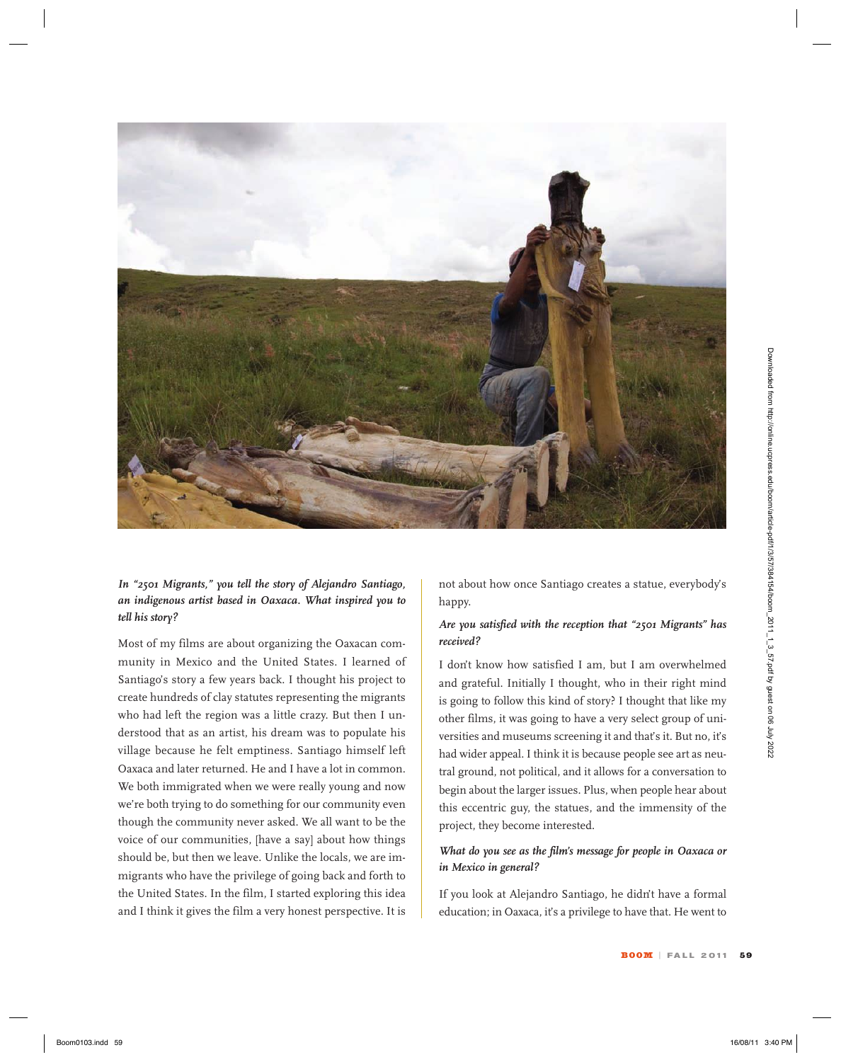***In "2501 Migrants," you tell the story of Alejandro Santiago, an indigenous artist based in Oaxaca. What inspired you to tell his story?***

Most of my films are about organizing the Oaxacan community in Mexico and the United States. I learned of Santiago's story a few years back. I thought his project to create hundreds of clay statutes representing the migrants who had left the region was a little crazy. But then I understood that as an artist, his dream was to populate his village because he felt emptiness. Santiago himself left Oaxaca and later returned. He and I have a lot in common. We both immigrated when we were really young and now we're both trying to do something for our community even though the community never asked. We all want to be the voice of our communities, [have a say] about how things should be, but then we leave. Unlike the locals, we are immigrants who have the privilege of going back and forth to the United States. In the film, I started exploring this idea and I think it gives the film a very honest perspective. It is not about how once Santiago creates a statue, everybody's happy.

***Are you satisfied with the reception that "2501 Migrants" has received?***

I don't know how satisfied I am, but I am overwhelmed and grateful. Initially I thought, who in their right mind is going to follow this kind of story? I thought that like my other films, it was going to have a very select group of universities and museums screening it and that's it. But no, it's had wider appeal. I think it is because people see art as neutral ground, not political, and it allows for a conversation to begin about the larger issues. Plus, when people hear about this eccentric guy, the statues, and the immensity of the project, they become interested.

***What do you see as the film's message for people in Oaxaca or in Mexico in general?***

If you look at Alejandro Santiago, he didn't have a formal education; in Oaxaca, it's a privilege to have that. He went to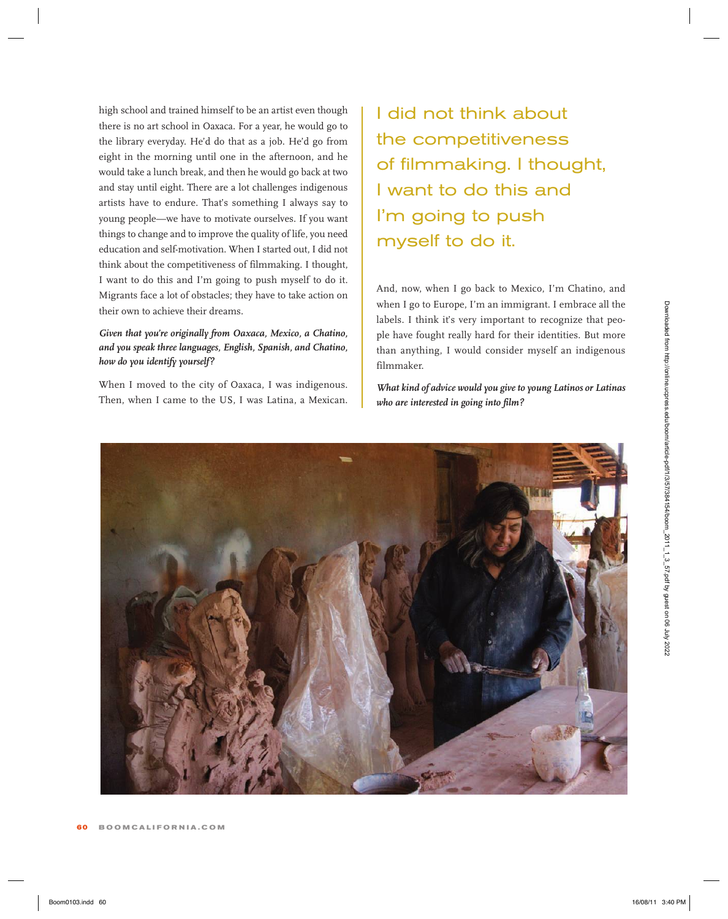high school and trained himself to be an artist even though there is no art school in Oaxaca. For a year, he would go to the library everyday. He'd do that as a job. He'd go from eight in the morning until one in the afternoon, and he would take a lunch break, and then he would go back at two and stay until eight. There are a lot challenges indigenous artists have to endure. That's something I always say to young people—we have to motivate ourselves. If you want things to change and to improve the quality of life, you need education and self-motivation. When I started out, I did not think about the competitiveness of filmmaking. I thought, I want to do this and I'm going to push myself to do it. Migrants face a lot of obstacles; they have to take action on their own to achieve their dreams.

***Given that you're originally from Oaxaca, Mexico, a Chatino, and you speak three languages, English, Spanish, and Chatino, how do you identify yourself?***

When I moved to the city of Oaxaca, I was indigenous. Then, when I came to the US, I was Latina, a Mexican. And, now, when I go back to Mexico, I'm Chatino, and when I go to Europe, I'm an immigrant. I embrace all the labels. I think it's very important to recognize that people have fought really hard for their identities. But more than anything, I would consider myself an indigenous filmmaker.

> I did not think about the competitiveness of filmmaking. I thought, I want to do this and I'm going to push myself to do it.

***What kind of advice would you give to young Latinos or Latinas who are interested in going into film?***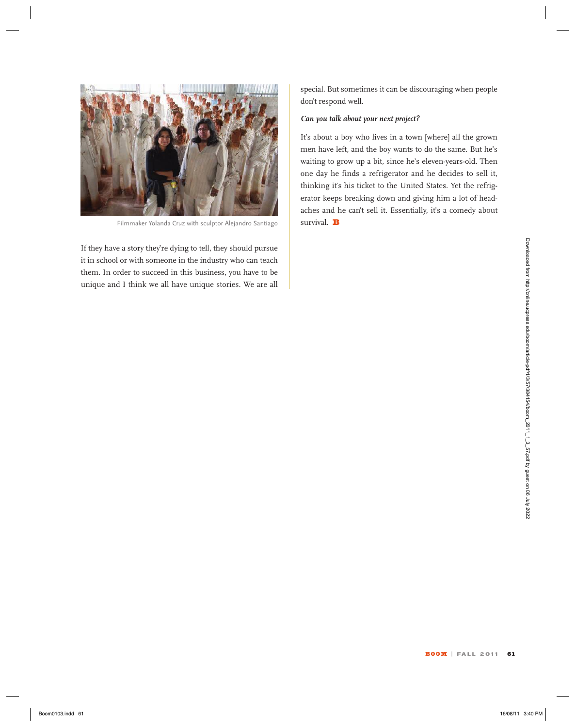Filmmaker Yolanda Cruz with sculptor Alejandro Santiago

If they have a story they're dying to tell, they should pursue it in school or with someone in the industry who can teach them. In order to succeed in this business, you have to be unique and I think we all have unique stories. We are all special. But sometimes it can be discouraging when people don't respond well.

***Can you talk about your next project?***

It's about a boy who lives in a town [where] all the grown men have left, and the boy wants to do the same. But he's waiting to grow up a bit, since he's eleven-years-old. Then one day he finds a refrigerator and he decides to sell it, thinking it's his ticket to the United States. Yet the refrigerator keeps breaking down and giving him a lot of headaches and he can't sell it. Essentially, it's a comedy about survival. **B**